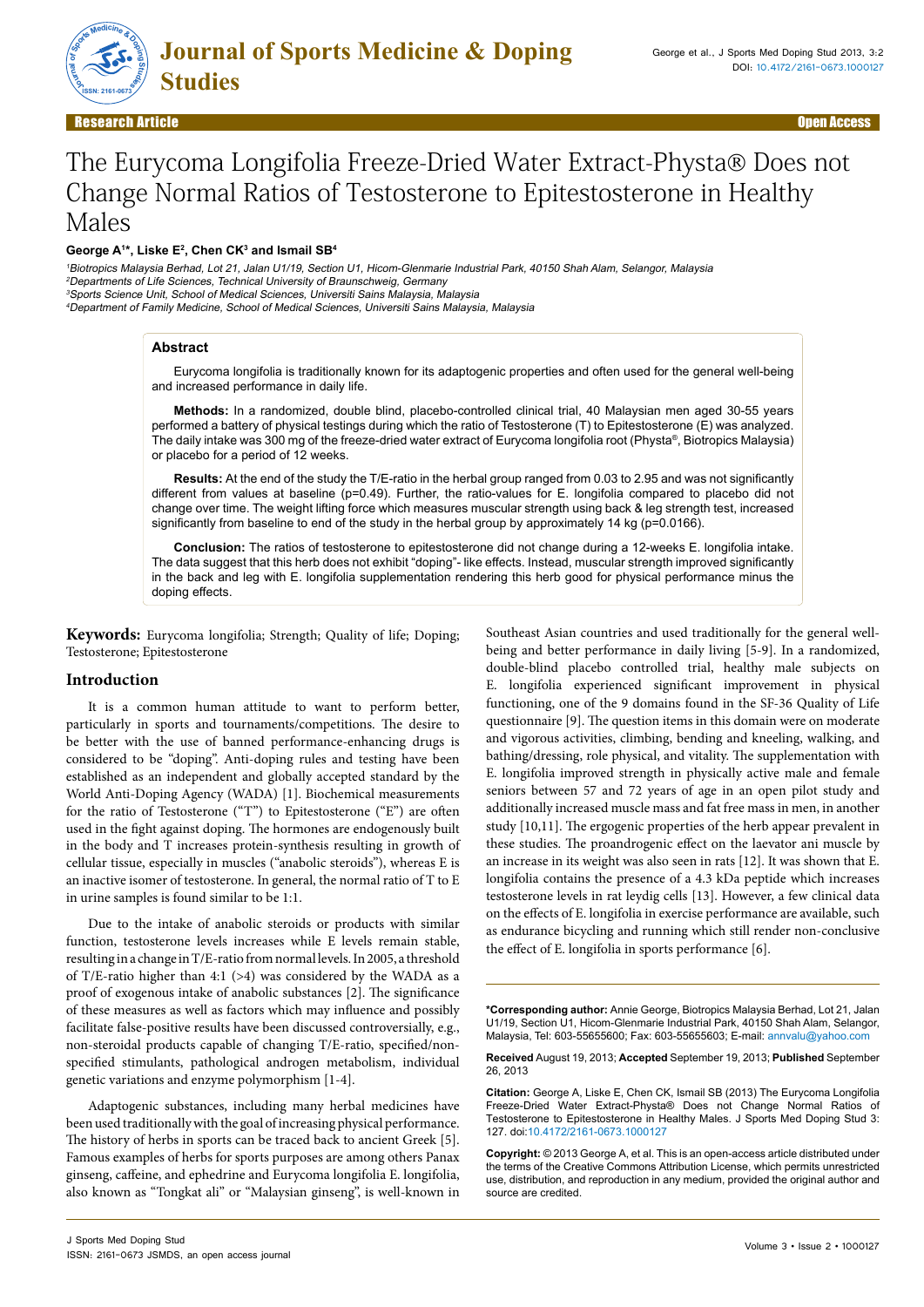Research Article | Open Access

# The Eurycoma Longifolia Freeze-Dried Water Extract-Physta® Does not Change Normal Ratios of Testosterone to Epitestosterone in Healthy Males

**George A[1]*, Liske E[2], Chen CK[3] and Ismail SB[4]**

[1]Biotropics Malaysia Berhad, Lot 21, Jalan U1/19, Section U1, Hicom-Glenmarie Industrial Park, 40150 Shah Alam, Selangor, Malaysia
[2]Departments of Life Sciences, Technical University of Braunschweig, Germany
[3]Sports Science Unit, School of Medical Sciences, Universiti Sains Malaysia, Malaysia
[4]Department of Family Medicine, School of Medical Sciences, Universiti Sains Malaysia, Malaysia

## Abstract

Eurycoma longifolia is traditionally known for its adaptogenic properties and often used for the general well-being and increased performance in daily life.

**Methods:** In a randomized, double blind, placebo-controlled clinical trial, 40 Malaysian men aged 30-55 years performed a battery of physical testings during which the ratio of Testosterone (T) to Epitestosterone (E) was analyzed. The daily intake was 300 mg of the freeze-dried water extract of Eurycoma longifolia root (Physta®, Biotropics Malaysia) or placebo for a period of 12 weeks.

**Results:** At the end of the study the T/E-ratio in the herbal group ranged from 0.03 to 2.95 and was not significantly different from values at baseline (p=0.49). Further, the ratio-values for E. longifolia compared to placebo did not change over time. The weight lifting force which measures muscular strength using back & leg strength test, increased significantly from baseline to end of the study in the herbal group by approximately 14 kg (p=0.0166).

**Conclusion:** The ratios of testosterone to epitestosterone did not change during a 12-weeks E. longifolia intake. The data suggest that this herb does not exhibit "doping"- like effects. Instead, muscular strength improved significantly in the back and leg with E. longifolia supplementation rendering this herb good for physical performance minus the doping effects.

**Keywords:** Eurycoma longifolia; Strength; Quality of life; Doping; Testosterone; Epitestosterone

## Introduction

It is a common human attitude to want to perform better, particularly in sports and tournaments/competitions. The desire to be better with the use of banned performance-enhancing drugs is considered to be "doping". Anti-doping rules and testing have been established as an independent and globally accepted standard by the World Anti-Doping Agency (WADA) [1]. Biochemical measurements for the ratio of Testosterone ("T") to Epitestosterone ("E") are often used in the fight against doping. The hormones are endogenously built in the body and T increases protein-synthesis resulting in growth of cellular tissue, especially in muscles ("anabolic steroids"), whereas E is an inactive isomer of testosterone. In general, the normal ratio of T to E in urine samples is found similar to be 1:1.

Due to the intake of anabolic steroids or products with similar function, testosterone levels increases while E levels remain stable, resulting in a change in T/E-ratio from normal levels. In 2005, a threshold of T/E-ratio higher than 4:1 (>4) was considered by the WADA as a proof of exogenous intake of anabolic substances [2]. The significance of these measures as well as factors which may influence and possibly facilitate false-positive results have been discussed controversially, e.g., non-steroidal products capable of changing T/E-ratio, specified/non-specified stimulants, pathological androgen metabolism, individual genetic variations and enzyme polymorphism [1-4].

Adaptogenic substances, including many herbal medicines have been used traditionally with the goal of increasing physical performance. The history of herbs in sports can be traced back to ancient Greek [5]. Famous examples of herbs for sports purposes are among others Panax ginseng, caffeine, and ephedrine and Eurycoma longifolia E. longifolia, also known as "Tongkat ali" or "Malaysian ginseng", is well-known in Southeast Asian countries and used traditionally for the general well-being and better performance in daily living [5-9]. In a randomized, double-blind placebo controlled trial, healthy male subjects on E. longifolia experienced significant improvement in physical functioning, one of the 9 domains found in the SF-36 Quality of Life questionnaire [9]. The question items in this domain were on moderate and vigorous activities, climbing, bending and kneeling, walking, and bathing/dressing, role physical, and vitality. The supplementation with E. longifolia improved strength in physically active male and female seniors between 57 and 72 years of age in an open pilot study and additionally increased muscle mass and fat free mass in men, in another study [10,11]. The ergogenic properties of the herb appear prevalent in these studies. The proandrogenic effect on the laevator ani muscle by an increase in its weight was also seen in rats [12]. It was shown that E. longifolia contains the presence of a 4.3 kDa peptide which increases testosterone levels in rat leydig cells [13]. However, a few clinical data on the effects of E. longifolia in exercise performance are available, such as endurance bicycling and running which still render non-conclusive the effect of E. longifolia in sports performance [6].

**\*Corresponding author:** Annie George, Biotropics Malaysia Berhad, Lot 21, Jalan U1/19, Section U1, Hicom-Glenmarie Industrial Park, 40150 Shah Alam, Selangor, Malaysia, Tel: 603-55655600; Fax: 603-55655603; E-mail: annvalu@yahoo.com

**Received** August 19, 2013; **Accepted** September 19, 2013; **Published** September 26, 2013

**Citation:** George A, Liske E, Chen CK, Ismail SB (2013) The Eurycoma Longifolia Freeze-Dried Water Extract-Physta® Does not Change Normal Ratios of Testosterone to Epitestosterone in Healthy Males. J Sports Med Doping Stud 3: 127. doi:10.4172/2161-0673.1000127

**Copyright:** © 2013 George A, et al. This is an open-access article distributed under the terms of the Creative Commons Attribution License, which permits unrestricted use, distribution, and reproduction in any medium, provided the original author and source are credited.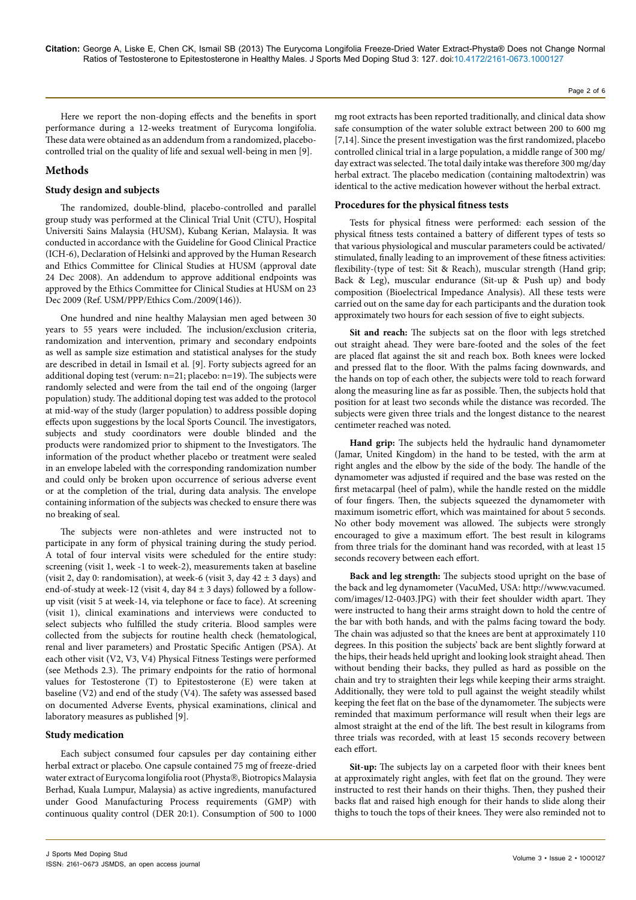Here we report the non-doping effects and the benefits in sport performance during a 12-weeks treatment of Eurycoma longifolia. These data were obtained as an addendum from a randomized, placebo-controlled trial on the quality of life and sexual well-being in men [9].

## Methods

### Study design and subjects

The randomized, double-blind, placebo-controlled and parallel group study was performed at the Clinical Trial Unit (CTU), Hospital Universiti Sains Malaysia (HUSM), Kubang Kerian, Malaysia. It was conducted in accordance with the Guideline for Good Clinical Practice (ICH-6), Declaration of Helsinki and approved by the Human Research and Ethics Committee for Clinical Studies at HUSM (approval date 24 Dec 2008). An addendum to approve additional endpoints was approved by the Ethics Committee for Clinical Studies at HUSM on 23 Dec 2009 (Ref. USM/PPP/Ethics Com./2009(146)).

One hundred and nine healthy Malaysian men aged between 30 years to 55 years were included. The inclusion/exclusion criteria, randomization and intervention, primary and secondary endpoints as well as sample size estimation and statistical analyses for the study are described in detail in Ismail et al. [9]. Forty subjects agreed for an additional doping test (verum: n=21; placebo: n=19). The subjects were randomly selected and were from the tail end of the ongoing (larger population) study. The additional doping test was added to the protocol at mid-way of the study (larger population) to address possible doping effects upon suggestions by the local Sports Council. The investigators, subjects and study coordinators were double blinded and the products were randomized prior to shipment to the Investigators. The information of the product whether placebo or treatment were sealed in an envelope labeled with the corresponding randomization number and could only be broken upon occurrence of serious adverse event or at the completion of the trial, during data analysis. The envelope containing information of the subjects was checked to ensure there was no breaking of seal.

The subjects were non-athletes and were instructed not to participate in any form of physical training during the study period. A total of four interval visits were scheduled for the entire study: screening (visit 1, week -1 to week-2), measurements taken at baseline (visit 2, day 0: randomisation), at week-6 (visit 3, day 42 ± 3 days) and end-of-study at week-12 (visit 4, day 84 ± 3 days) followed by a follow-up visit (visit 5 at week-14, via telephone or face to face). At screening (visit 1), clinical examinations and interviews were conducted to select subjects who fulfilled the study criteria. Blood samples were collected from the subjects for routine health check (hematological, renal and liver parameters) and Prostatic Specific Antigen (PSA). At each other visit (V2, V3, V4) Physical Fitness Testings were performed (see Methods 2.3). The primary endpoints for the ratio of hormonal values for Testosterone (T) to Epitestosterone (E) were taken at baseline (V2) and end of the study (V4). The safety was assessed based on documented Adverse Events, physical examinations, clinical and laboratory measures as published [9].

### Study medication

Each subject consumed four capsules per day containing either herbal extract or placebo. One capsule contained 75 mg of freeze-dried water extract of Eurycoma longifolia root (Physta®, Biotropics Malaysia Berhad, Kuala Lumpur, Malaysia) as active ingredients, manufactured under Good Manufacturing Process requirements (GMP) with continuous quality control (DER 20:1). Consumption of 500 to 1000 mg root extracts has been reported traditionally, and clinical data show safe consumption of the water soluble extract between 200 to 600 mg [7,14]. Since the present investigation was the first randomized, placebo controlled clinical trial in a large population, a middle range of 300 mg/day extract was selected. The total daily intake was therefore 300 mg/day herbal extract. The placebo medication (containing maltodextrin) was identical to the active medication however without the herbal extract.

### Procedures for the physical fitness tests

Tests for physical fitness were performed: each session of the physical fitness tests contained a battery of different types of tests so that various physiological and muscular parameters could be activated/stimulated, finally leading to an improvement of these fitness activities: flexibility-(type of test: Sit & Reach), muscular strength (Hand grip; Back & Leg), muscular endurance (Sit-up & Push up) and body composition (Bioelectrical Impedance Analysis). All these tests were carried out on the same day for each participants and the duration took approximately two hours for each session of five to eight subjects.

**Sit and reach:** The subjects sat on the floor with legs stretched out straight ahead. They were bare-footed and the soles of the feet are placed flat against the sit and reach box. Both knees were locked and pressed flat to the floor. With the palms facing downwards, and the hands on top of each other, the subjects were told to reach forward along the measuring line as far as possible. Then, the subjects hold that position for at least two seconds while the distance was recorded. The subjects were given three trials and the longest distance to the nearest centimeter reached was noted.

**Hand grip:** The subjects held the hydraulic hand dynamometer (Jamar, United Kingdom) in the hand to be tested, with the arm at right angles and the elbow by the side of the body. The handle of the dynamometer was adjusted if required and the base was rested on the first metacarpal (heel of palm), while the handle rested on the middle of four fingers. Then, the subjects squeezed the dynamometer with maximum isometric effort, which was maintained for about 5 seconds. No other body movement was allowed. The subjects were strongly encouraged to give a maximum effort. The best result in kilograms from three trials for the dominant hand was recorded, with at least 15 seconds recovery between each effort.

**Back and leg strength:** The subjects stood upright on the base of the back and leg dynamometer (VacuMed, USA: http://www.vacumed.com/images/12-0403.JPG) with their feet shoulder width apart. They were instructed to hang their arms straight down to hold the centre of the bar with both hands, and with the palms facing toward the body. The chain was adjusted so that the knees are bent at approximately 110 degrees. In this position the subjects' back are bent slightly forward at the hips, their heads held upright and looking look straight ahead. Then without bending their backs, they pulled as hard as possible on the chain and try to straighten their legs while keeping their arms straight. Additionally, they were told to pull against the weight steadily whilst keeping the feet flat on the base of the dynamometer. The subjects were reminded that maximum performance will result when their legs are almost straight at the end of the lift. The best result in kilograms from three trials was recorded, with at least 15 seconds recovery between each effort.

**Sit-up:** The subjects lay on a carpeted floor with their knees bent at approximately right angles, with feet flat on the ground. They were instructed to rest their hands on their thighs. Then, they pushed their backs flat and raised high enough for their hands to slide along their thighs to touch the tops of their knees. They were also reminded not to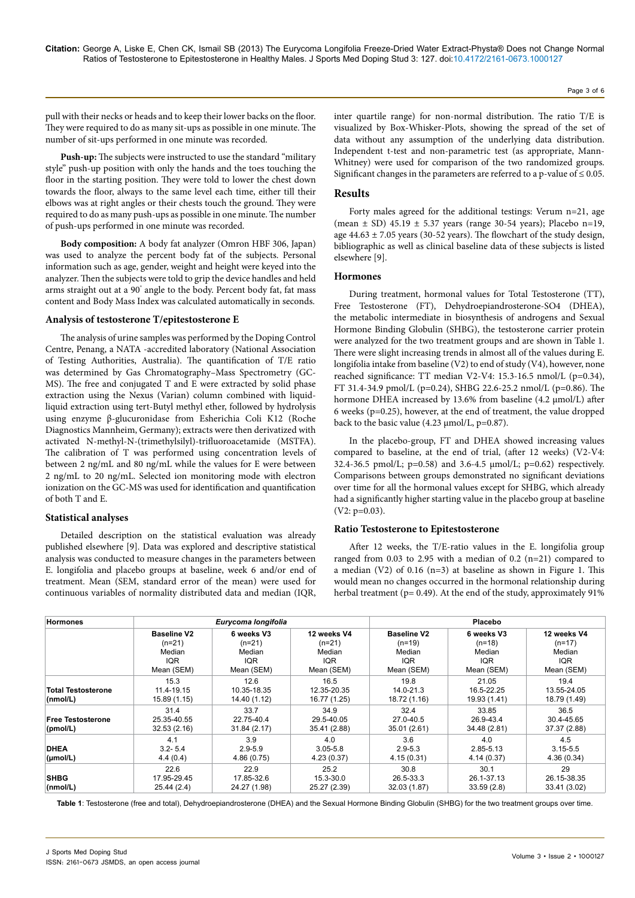pull with their necks or heads and to keep their lower backs on the floor. They were required to do as many sit-ups as possible in one minute. The number of sit-ups performed in one minute was recorded.

**Push-up:** The subjects were instructed to use the standard "military style" push-up position with only the hands and the toes touching the floor in the starting position. They were told to lower the chest down towards the floor, always to the same level each time, either till their elbows was at right angles or their chests touch the ground. They were required to do as many push-ups as possible in one minute. The number of push-ups performed in one minute was recorded.

**Body composition:** A body fat analyzer (Omron HBF 306, Japan) was used to analyze the percent body fat of the subjects. Personal information such as age, gender, weight and height were keyed into the analyzer. Then the subjects were told to grip the device handles and held arms straight out at a 90° angle to the body. Percent body fat, fat mass content and Body Mass Index was calculated automatically in seconds.

### Analysis of testosterone T/epitestosterone E

The analysis of urine samples was performed by the Doping Control Centre, Penang, a NATA -accredited laboratory (National Association of Testing Authorities, Australia). The quantification of T/E ratio was determined by Gas Chromatography–Mass Spectrometry (GC-MS). The free and conjugated T and E were extracted by solid phase extraction using the Nexus (Varian) column combined with liquid-liquid extraction using tert-Butyl methyl ether, followed by hydrolysis using enzyme β-glucuronidase from Esherichia Coli K12 (Roche Diagnostics Mannheim, Germany); extracts were then derivatized with activated N-methyl-N-(trimethylsilyl)-trifluoroacetamide (MSTFA). The calibration of T was performed using concentration levels of between 2 ng/mL and 80 ng/mL while the values for E were between 2 ng/mL to 20 ng/mL. Selected ion monitoring mode with electron ionization on the GC-MS was used for identification and quantification of both T and E.

### Statistical analyses

Detailed description on the statistical evaluation was already published elsewhere [9]. Data was explored and descriptive statistical analysis was conducted to measure changes in the parameters between E. longifolia and placebo groups at baseline, week 6 and/or end of treatment. Mean (SEM, standard error of the mean) were used for continuous variables of normality distributed data and median (IQR, inter quartile range) for non-normal distribution. The ratio T/E is visualized by Box-Whisker-Plots, showing the spread of the set of data without any assumption of the underlying data distribution. Independent t-test and non-parametric test (as appropriate, Mann-Whitney) were used for comparison of the two randomized groups. Significant changes in the parameters are referred to a p-value of ≤ 0.05.

## Results

Forty males agreed for the additional testings: Verum n=21, age (mean ± SD) 45.19 ± 5.37 years (range 30-54 years); Placebo n=19, age 44.63 ± 7.05 years (30-52 years). The flowchart of the study design, bibliographic as well as clinical baseline data of these subjects is listed elsewhere [9].

### Hormones

During treatment, hormonal values for Total Testosterone (TT), Free Testosterone (FT), Dehydroepiandrosterone-SO4 (DHEA), the metabolic intermediate in biosynthesis of androgens and Sexual Hormone Binding Globulin (SHBG), the testosterone carrier protein were analyzed for the two treatment groups and are shown in Table 1. There were slight increasing trends in almost all of the values during E. longifolia intake from baseline (V2) to end of study (V4), however, none reached significance: TT median V2-V4: 15.3-16.5 nmol/L (p=0.34), FT 31.4-34.9 pmol/L (p=0.24), SHBG 22.6-25.2 nmol/L (p=0.86). The hormone DHEA increased by 13.6% from baseline (4.2 µmol/L) after 6 weeks (p=0.25), however, at the end of treatment, the value dropped back to the basic value (4.23 µmol/L, p=0.87).

In the placebo-group, FT and DHEA showed increasing values compared to baseline, at the end of trial, (after 12 weeks) (V2-V4: 32.4-36.5 pmol/L; p=0.58) and 3.6-4.5 µmol/L; p=0.62) respectively. Comparisons between groups demonstrated no significant deviations over time for all the hormonal values except for SHBG, which already had a significantly higher starting value in the placebo group at baseline (V2: p=0.03).

### Ratio Testosterone to Epitestosterone

After 12 weeks, the T/E-ratio values in the E. longifolia group ranged from 0.03 to 2.95 with a median of 0.2 (n=21) compared to a median (V2) of 0.16 (n=3) at baseline as shown in Figure 1. This would mean no changes occurred in the hormonal relationship during herbal treatment (p= 0.49). At the end of the study, approximately 91%

| Hormones | *Eurycoma longifolia* | | | Placebo | | |
|---|---|---|---|---|---|---|
| | Baseline V2 (n=21) Median IQR Mean (SEM) | 6 weeks V3 (n=21) Median IQR Mean (SEM) | 12 weeks V4 (n=21) Median IQR Mean (SEM) | Baseline V2 (n=19) Median IQR Mean (SEM) | 6 weeks V3 (n=18) Median IQR Mean (SEM) | 12 weeks V4 (n=17) Median IQR Mean (SEM) |
| **Total Testosterone (nmol/L)** | 15.3<br>11.4-19.15<br>15.89 (1.15) | 12.6<br>10.35-18.35<br>14.40 (1.12) | 16.5<br>12.35-20.35<br>16.77 (1.25) | 19.8<br>14.0-21.3<br>18.72 (1.16) | 21.05<br>16.5-22.25<br>19.93 (1.41) | 19.4<br>13.55-24.05<br>18.79 (1.49) |
| **Free Testosterone (pmol/L)** | 31.4<br>25.35-40.55<br>32.53 (2.16) | 33.7<br>22.75-40.4<br>31.84 (2.17) | 34.9<br>29.5-40.05<br>35.41 (2.88) | 32.4<br>27.0-40.5<br>35.01 (2.61) | 33.85<br>26.9-43.4<br>34.48 (2.81) | 36.5<br>30.4-45.65<br>37.37 (2.88) |
| **DHEA (µmol/L)** | 4.1<br>3.2- 5.4<br>4.4 (0.4) | 3.9<br>2.9-5.9<br>4.86 (0.75) | 4.0<br>3.05-5.8<br>4.23 (0.37) | 3.6<br>2.9-5.3<br>4.15 (0.31) | 4.0<br>2.85-5.13<br>4.14 (0.37) | 4.5<br>3.15-5.5<br>4.36 (0.34) |
| **SHBG (nmol/L)** | 22.6<br>17.95-29.45<br>25.44 (2.4) | 22.9<br>17.85-32.6<br>24.27 (1.98) | 25.2<br>15.3-30.0<br>25.27 (2.39) | 30.8<br>26.5-33.3<br>32.03 (1.87) | 30.1<br>26.1-37.13<br>33.59 (2.8) | 29<br>26.15-38.35<br>33.41 (3.02) |

**Table 1**: Testosterone (free and total), Dehydroepiandrosterone (DHEA) and the Sexual Hormone Binding Globulin (SHBG) for the two treatment groups over time.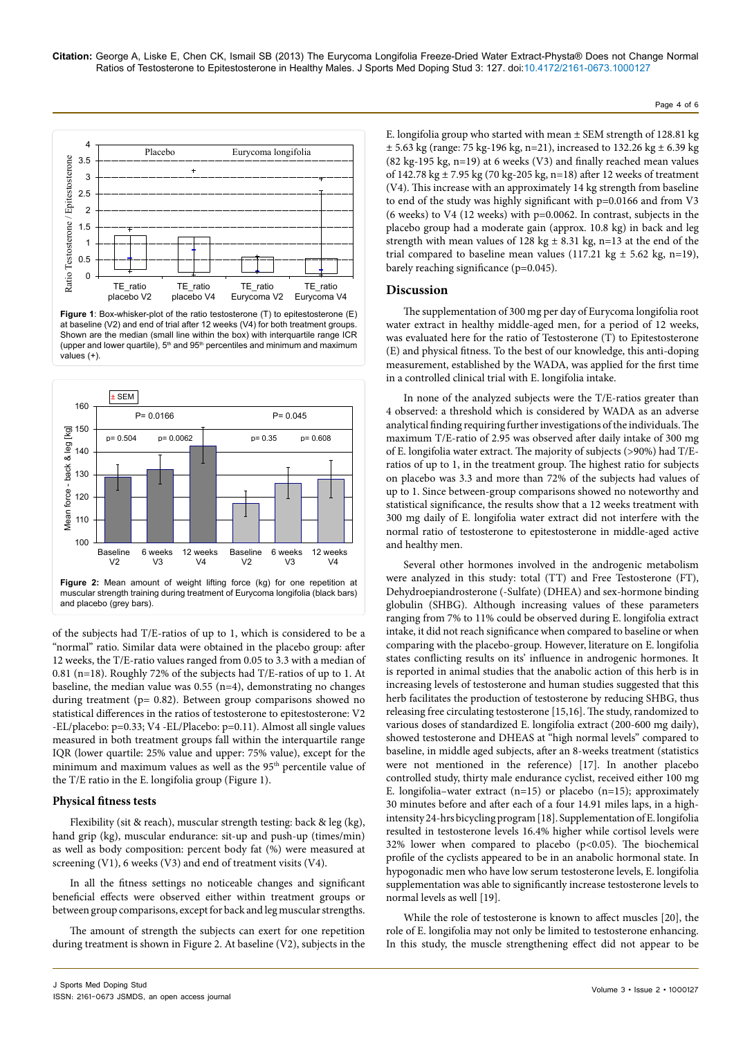Figure 1: Box-whisker-plot of the ratio testosterone (T) to epitestosterone (E) at baseline (V2) and end of trial after 12 weeks (V4) for both treatment groups. Shown are the median (small line within the box) with interquartile range ICR (upper and lower quartile), 5[th] and 95[th] percentiles and minimum and maximum values (+).

Figure 2: Mean amount of weight lifting force (kg) for one repetition at muscular strength training during treatment of Eurycoma longifolia (black bars) and placebo (grey bars).

of the subjects had T/E-ratios of up to 1, which is considered to be a "normal" ratio. Similar data were obtained in the placebo group: after 12 weeks, the T/E-ratio values ranged from 0.05 to 3.3 with a median of 0.81 (n=18). Roughly 72% of the subjects had T/E-ratios of up to 1. At baseline, the median value was 0.55 (n=4), demonstrating no changes during treatment (p= 0.82). Between group comparisons showed no statistical differences in the ratios of testosterone to epitestosterone: V2 -EL/placebo: p=0.33; V4 -EL/Placebo: p=0.11). Almost all single values measured in both treatment groups fall within the interquartile range IQR (lower quartile: 25% value and upper: 75% value), except for the minimum and maximum values as well as the 95[th] percentile value of the T/E ratio in the E. longifolia group (Figure 1).

### Physical fitness tests

Flexibility (sit & reach), muscular strength testing: back & leg (kg), hand grip (kg), muscular endurance: sit-up and push-up (times/min) as well as body composition: percent body fat (%) were measured at screening (V1), 6 weeks (V3) and end of treatment visits (V4).

In all the fitness settings no noticeable changes and significant beneficial effects were observed either within treatment groups or between group comparisons, except for back and leg muscular strengths.

The amount of strength the subjects can exert for one repetition during treatment is shown in Figure 2. At baseline (V2), subjects in the E. longifolia group who started with mean ± SEM strength of 128.81 kg ± 5.63 kg (range: 75 kg-196 kg, n=21), increased to 132.26 kg ± 6.39 kg (82 kg-195 kg, n=19) at 6 weeks (V3) and finally reached mean values of 142.78 kg ± 7.95 kg (70 kg-205 kg, n=18) after 12 weeks of treatment (V4). This increase with an approximately 14 kg strength from baseline to end of the study was highly significant with p=0.0166 and from V3 (6 weeks) to V4 (12 weeks) with p=0.0062. In contrast, subjects in the placebo group had a moderate gain (approx. 10.8 kg) in back and leg strength with mean values of 128 kg ± 8.31 kg, n=13 at the end of the trial compared to baseline mean values (117.21 kg ± 5.62 kg, n=19), barely reaching significance (p=0.045).

## Discussion

The supplementation of 300 mg per day of Eurycoma longifolia root water extract in healthy middle-aged men, for a period of 12 weeks, was evaluated here for the ratio of Testosterone (T) to Epitestosterone (E) and physical fitness. To the best of our knowledge, this anti-doping measurement, established by the WADA, was applied for the first time in a controlled clinical trial with E. longifolia intake.

In none of the analyzed subjects were the T/E-ratios greater than 4 observed: a threshold which is considered by WADA as an adverse analytical finding requiring further investigations of the individuals. The maximum T/E-ratio of 2.95 was observed after daily intake of 300 mg of E. longifolia water extract. The majority of subjects (>90%) had T/E-ratios of up to 1, in the treatment group. The highest ratio for subjects on placebo was 3.3 and more than 72% of the subjects had values of up to 1. Since between-group comparisons showed no noteworthy and statistical significance, the results show that a 12 weeks treatment with 300 mg daily of E. longifolia water extract did not interfere with the normal ratio of testosterone to epitestosterone in middle-aged active and healthy men.

Several other hormones involved in the androgenic metabolism were analyzed in this study: total (TT) and Free Testosterone (FT), Dehydroepiandrosterone (-Sulfate) (DHEA) and sex-hormone binding globulin (SHBG). Although increasing values of these parameters ranging from 7% to 11% could be observed during E. longifolia extract intake, it did not reach significance when compared to baseline or when comparing with the placebo-group. However, literature on E. longifolia states conflicting results on its' influence in androgenic hormones. It is reported in animal studies that the anabolic action of this herb is in increasing levels of testosterone and human studies suggested that this herb facilitates the production of testosterone by reducing SHBG, thus releasing free circulating testosterone [15,16]. The study, randomized to various doses of standardized E. longifolia extract (200-600 mg daily), showed testosterone and DHEAS at "high normal levels" compared to baseline, in middle aged subjects, after an 8-weeks treatment (statistics were not mentioned in the reference) [17]. In another placebo controlled study, thirty male endurance cyclist, received either 100 mg E. longifolia–water extract (n=15) or placebo (n=15); approximately 30 minutes before and after each of a four 14.91 miles laps, in a high-intensity 24-hrs bicycling program [18]. Supplementation of E. longifolia resulted in testosterone levels 16.4% higher while cortisol levels were 32% lower when compared to placebo ($p<0.05$). The biochemical profile of the cyclists appeared to be in an anabolic hormonal state. In hypogonadic men who have low serum testosterone levels, E. longifolia supplementation was able to significantly increase testosterone levels to normal levels as well [19].

While the role of testosterone is known to affect muscles [20], the role of E. longifolia may not only be limited to testosterone enhancing. In this study, the muscle strengthening effect did not appear to be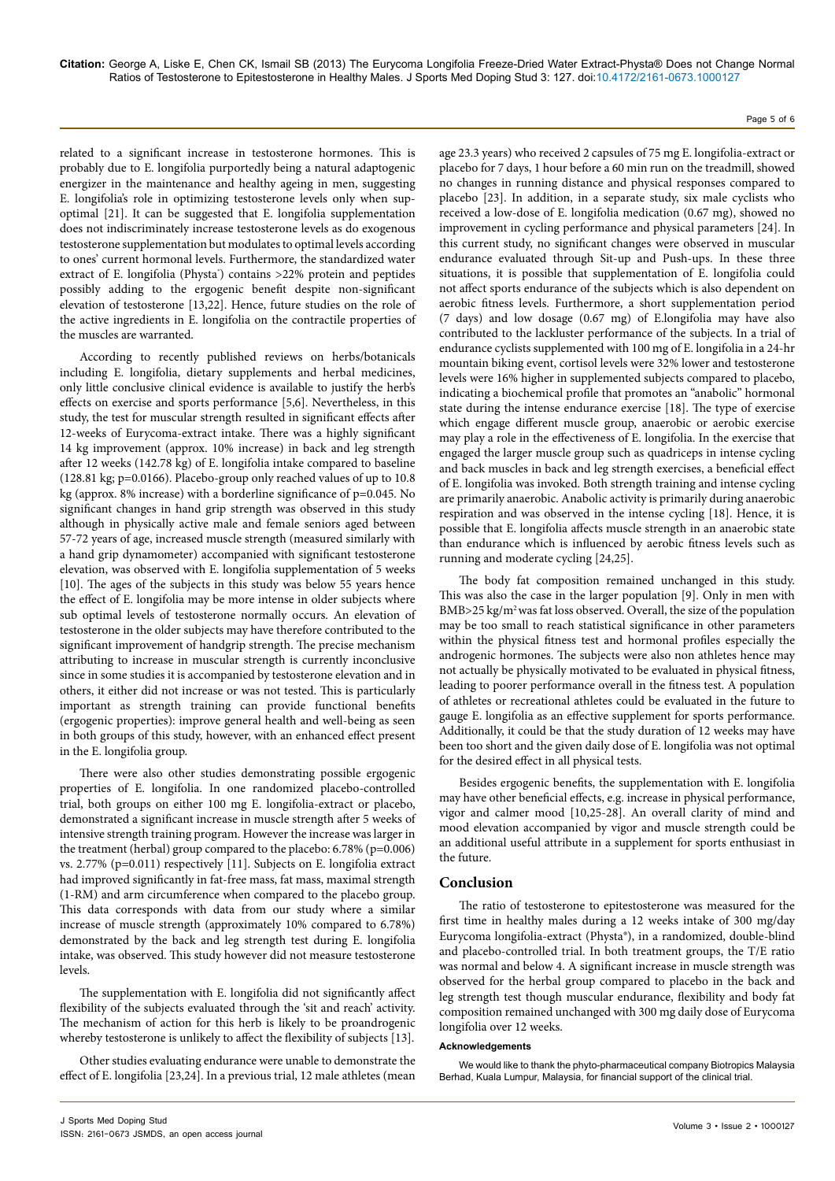related to a significant increase in testosterone hormones. This is probably due to E. longifolia purportedly being a natural adaptogenic energizer in the maintenance and healthy ageing in men, suggesting E. longifolia's role in optimizing testosterone levels only when sup-optimal [21]. It can be suggested that E. longifolia supplementation does not indiscriminately increase testosterone levels as do exogenous testosterone supplementation but modulates to optimal levels according to ones' current hormonal levels. Furthermore, the standardized water extract of E. longifolia (Physta®) contains >22% protein and peptides possibly adding to the ergogenic benefit despite non-significant elevation of testosterone [13,22]. Hence, future studies on the role of the active ingredients in E. longifolia on the contractile properties of the muscles are warranted.

According to recently published reviews on herbs/botanicals including E. longifolia, dietary supplements and herbal medicines, only little conclusive clinical evidence is available to justify the herb's effects on exercise and sports performance [5,6]. Nevertheless, in this study, the test for muscular strength resulted in significant effects after 12-weeks of Eurycoma-extract intake. There was a highly significant 14 kg improvement (approx. 10% increase) in back and leg strength after 12 weeks (142.78 kg) of E. longifolia intake compared to baseline (128.81 kg; p=0.0166). Placebo-group only reached values of up to 10.8 kg (approx. 8% increase) with a borderline significance of p=0.045. No significant changes in hand grip strength was observed in this study although in physically active male and female seniors aged between 57-72 years of age, increased muscle strength (measured similarly with a hand grip dynamometer) accompanied with significant testosterone elevation, was observed with E. longifolia supplementation of 5 weeks [10]. The ages of the subjects in this study was below 55 years hence the effect of E. longifolia may be more intense in older subjects where sub optimal levels of testosterone normally occurs. An elevation of testosterone in the older subjects may have therefore contributed to the significant improvement of handgrip strength. The precise mechanism attributing to increase in muscular strength is currently inconclusive since in some studies it is accompanied by testosterone elevation and in others, it either did not increase or was not tested. This is particularly important as strength training can provide functional benefits (ergogenic properties): improve general health and well-being as seen in both groups of this study, however, with an enhanced effect present in the E. longifolia group.

There were also other studies demonstrating possible ergogenic properties of E. longifolia. In one randomized placebo-controlled trial, both groups on either 100 mg E. longifolia-extract or placebo, demonstrated a significant increase in muscle strength after 5 weeks of intensive strength training program. However the increase was larger in the treatment (herbal) group compared to the placebo: 6.78% (p=0.006) vs. 2.77% (p=0.011) respectively [11]. Subjects on E. longifolia extract had improved significantly in fat-free mass, fat mass, maximal strength (1-RM) and arm circumference when compared to the placebo group. This data corresponds with data from our study where a similar increase of muscle strength (approximately 10% compared to 6.78%) demonstrated by the back and leg strength test during E. longifolia intake, was observed. This study however did not measure testosterone levels.

The supplementation with E. longifolia did not significantly affect flexibility of the subjects evaluated through the 'sit and reach' activity. The mechanism of action for this herb is likely to be proandrogenic whereby testosterone is unlikely to affect the flexibility of subjects [13].

Other studies evaluating endurance were unable to demonstrate the effect of E. longifolia [23,24]. In a previous trial, 12 male athletes (mean age 23.3 years) who received 2 capsules of 75 mg E. longifolia-extract or placebo for 7 days, 1 hour before a 60 min run on the treadmill, showed no changes in running distance and physical responses compared to placebo [23]. In addition, in a separate study, six male cyclists who received a low-dose of E. longifolia medication (0.67 mg), showed no improvement in cycling performance and physical parameters [24]. In this current study, no significant changes were observed in muscular endurance evaluated through Sit-up and Push-ups. In these three situations, it is possible that supplementation of E. longifolia could not affect sports endurance of the subjects which is also dependent on aerobic fitness levels. Furthermore, a short supplementation period (7 days) and low dosage (0.67 mg) of E.longifolia may have also contributed to the lackluster performance of the subjects. In a trial of endurance cyclists supplemented with 100 mg of E. longifolia in a 24-hr mountain biking event, cortisol levels were 32% lower and testosterone levels were 16% higher in supplemented subjects compared to placebo, indicating a biochemical profile that promotes an "anabolic" hormonal state during the intense endurance exercise [18]. The type of exercise which engage different muscle group, anaerobic or aerobic exercise may play a role in the effectiveness of E. longifolia. In the exercise that engaged the larger muscle group such as quadriceps in intense cycling and back muscles in back and leg strength exercises, a beneficial effect of E. longifolia was invoked. Both strength training and intense cycling are primarily anaerobic. Anabolic activity is primarily during anaerobic respiration and was observed in the intense cycling [18]. Hence, it is possible that E. longifolia affects muscle strength in an anaerobic state than endurance which is influenced by aerobic fitness levels such as running and moderate cycling [24,25].

The body fat composition remained unchanged in this study. This was also the case in the larger population [9]. Only in men with BMB>25 kg/m$^2$ was fat loss observed. Overall, the size of the population may be too small to reach statistical significance in other parameters within the physical fitness test and hormonal profiles especially the androgenic hormones. The subjects were also non athletes hence may not actually be physically motivated to be evaluated in physical fitness, leading to poorer performance overall in the fitness test. A population of athletes or recreational athletes could be evaluated in the future to gauge E. longifolia as an effective supplement for sports performance. Additionally, it could be that the study duration of 12 weeks may have been too short and the given daily dose of E. longifolia was not optimal for the desired effect in all physical tests.

Besides ergogenic benefits, the supplementation with E. longifolia may have other beneficial effects, e.g. increase in physical performance, vigor and calmer mood [10,25-28]. An overall clarity of mind and mood elevation accompanied by vigor and muscle strength could be an additional useful attribute in a supplement for sports enthusiast in the future.

## Conclusion

The ratio of testosterone to epitestosterone was measured for the first time in healthy males during a 12 weeks intake of 300 mg/day Eurycoma longifolia-extract (Physta®), in a randomized, double-blind and placebo-controlled trial. In both treatment groups, the T/E ratio was normal and below 4. A significant increase in muscle strength was observed for the herbal group compared to placebo in the back and leg strength test though muscular endurance, flexibility and body fat composition remained unchanged with 300 mg daily dose of Eurycoma longifolia over 12 weeks.

#### Acknowledgements

We would like to thank the phyto-pharmaceutical company Biotropics Malaysia Berhad, Kuala Lumpur, Malaysia, for financial support of the clinical trial.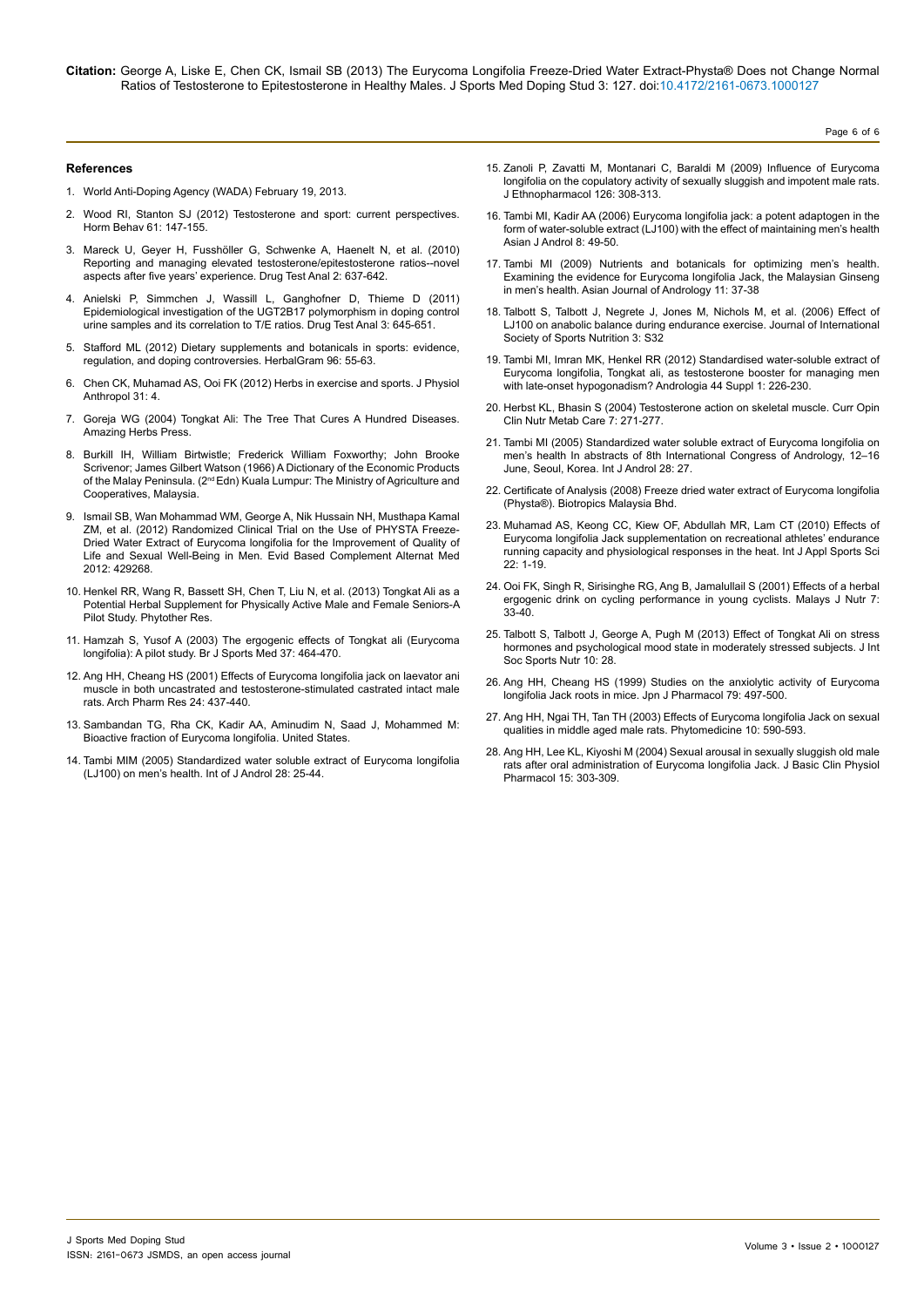## References

1. World Anti-Doping Agency (WADA) February 19, 2013.
2. Wood RI, Stanton SJ (2012) Testosterone and sport: current perspectives. Horm Behav 61: 147-155.
3. Mareck U, Geyer H, Fusshöller G, Schwenke A, Haenelt N, et al. (2010) Reporting and managing elevated testosterone/epitestosterone ratios--novel aspects after five years' experience. Drug Test Anal 2: 637-642.
4. Anielski P, Simmchen J, Wassill L, Ganghofner D, Thieme D (2011) Epidemiological investigation of the UGT2B17 polymorphism in doping control urine samples and its correlation to T/E ratios. Drug Test Anal 3: 645-651.
5. Stafford ML (2012) Dietary supplements and botanicals in sports: evidence, regulation, and doping controversies. HerbalGram 96: 55-63.
6. Chen CK, Muhamad AS, Ooi FK (2012) Herbs in exercise and sports. J Physiol Anthropol 31: 4.
7. Goreja WG (2004) Tongkat Ali: The Tree That Cures A Hundred Diseases. Amazing Herbs Press.
8. Burkill IH, William Birtwistle; Frederick William Foxworthy; John Brooke Scrivenor; James Gilbert Watson (1966) A Dictionary of the Economic Products of the Malay Peninsula. (2nd Edn) Kuala Lumpur: The Ministry of Agriculture and Cooperatives, Malaysia.
9. Ismail SB, Wan Mohammad WM, George A, Nik Hussain NH, Musthapa Kamal ZM, et al. (2012) Randomized Clinical Trial on the Use of PHYSTA Freeze-Dried Water Extract of Eurycoma longifolia for the Improvement of Quality of Life and Sexual Well-Being in Men. Evid Based Complement Alternat Med 2012: 429268.
10. Henkel RR, Wang R, Bassett SH, Chen T, Liu N, et al. (2013) Tongkat Ali as a Potential Herbal Supplement for Physically Active Male and Female Seniors-A Pilot Study. Phytother Res.
11. Hamzah S, Yusof A (2003) The ergogenic effects of Tongkat ali (Eurycoma longifolia): A pilot study. Br J Sports Med 37: 464-470.
12. Ang HH, Cheang HS (2001) Effects of Eurycoma longifolia jack on laevator ani muscle in both uncastrated and testosterone-stimulated castrated intact male rats. Arch Pharm Res 24: 437-440.
13. Sambandan TG, Rha CK, Kadir AA, Aminudim N, Saad J, Mohammed M: Bioactive fraction of Eurycoma longifolia. United States.
14. Tambi MIM (2005) Standardized water soluble extract of Eurycoma longifolia (LJ100) on men's health. Int of J Androl 28: 25-44.
15. Zanoli P, Zavatti M, Montanari C, Baraldi M (2009) Influence of Eurycoma longifolia on the copulatory activity of sexually sluggish and impotent male rats. J Ethnopharmacol 126: 308-313.
16. Tambi MI, Kadir AA (2006) Eurycoma longifolia jack: a potent adaptogen in the form of water-soluble extract (LJ100) with the effect of maintaining men's health Asian J Androl 8: 49-50.
17. Tambi MI (2009) Nutrients and botanicals for optimizing men's health. Examining the evidence for Eurycoma longifolia Jack, the Malaysian Ginseng in men's health. Asian Journal of Andrology 11: 37-38
18. Talbott S, Talbott J, Negrete J, Jones M, Nichols M, et al. (2006) Effect of LJ100 on anabolic balance during endurance exercise. Journal of International Society of Sports Nutrition 3: S32
19. Tambi MI, Imran MK, Henkel RR (2012) Standardised water-soluble extract of Eurycoma longifolia, Tongkat ali, as testosterone booster for managing men with late-onset hypogonadism? Andrologia 44 Suppl 1: 226-230.
20. Herbst KL, Bhasin S (2004) Testosterone action on skeletal muscle. Curr Opin Clin Nutr Metab Care 7: 271-277.
21. Tambi MI (2005) Standardized water soluble extract of Eurycoma longifolia on men's health In abstracts of 8th International Congress of Andrology, 12–16 June, Seoul, Korea. Int J Androl 28: 27.
22. Certificate of Analysis (2008) Freeze dried water extract of Eurycoma longifolia (Physta®). Biotropics Malaysia Bhd.
23. Muhamad AS, Keong CC, Kiew OF, Abdullah MR, Lam CT (2010) Effects of Eurycoma longifolia Jack supplementation on recreational athletes' endurance running capacity and physiological responses in the heat. Int J Appl Sports Sci 22: 1-19.
24. Ooi FK, Singh R, Sirisinghe RG, Ang B, Jamalullail S (2001) Effects of a herbal ergogenic drink on cycling performance in young cyclists. Malays J Nutr 7: 33-40.
25. Talbott S, Talbott J, George A, Pugh M (2013) Effect of Tongkat Ali on stress hormones and psychological mood state in moderately stressed subjects. J Int Soc Sports Nutr 10: 28.
26. Ang HH, Cheang HS (1999) Studies on the anxiolytic activity of Eurycoma longifolia Jack roots in mice. Jpn J Pharmacol 79: 497-500.
27. Ang HH, Ngai TH, Tan TH (2003) Effects of Eurycoma longifolia Jack on sexual qualities in middle aged male rats. Phytomedicine 10: 590-593.
28. Ang HH, Lee KL, Kiyoshi M (2004) Sexual arousal in sexually sluggish old male rats after oral administration of Eurycoma longifolia Jack. J Basic Clin Physiol Pharmacol 15: 303-309.